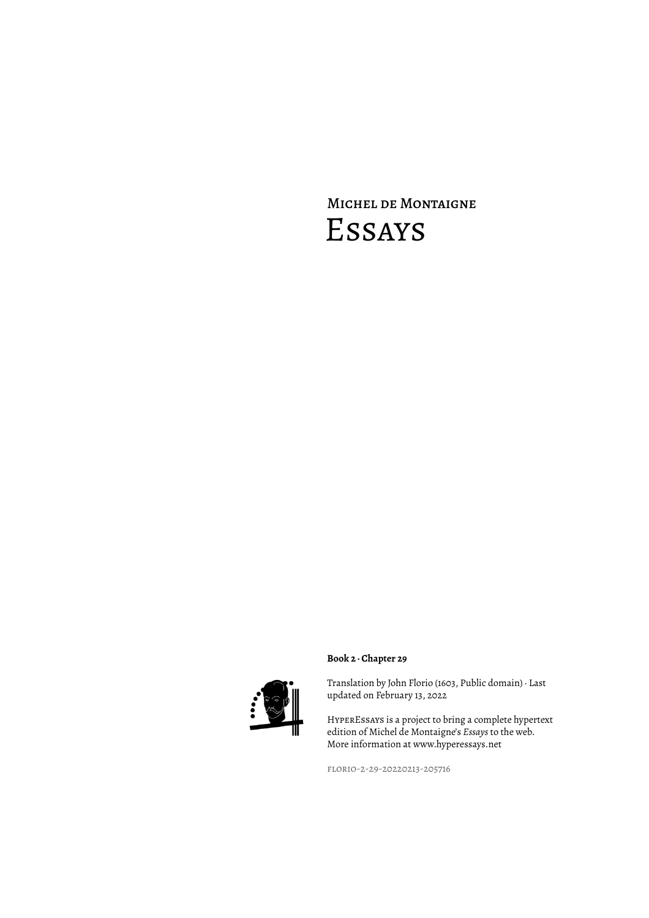# Michel de Montaigne

# Essays

**Book 2 · Chapter 29**

Translation by John Florio (1603, Public domain) · Last updated on February 13, 2022

HyperEssays is a project to bring a complete hypertext edition of Michel de Montaigne's *Essays* to the web. More information at www.hyperessays.net

florio-2-29-20220213-205716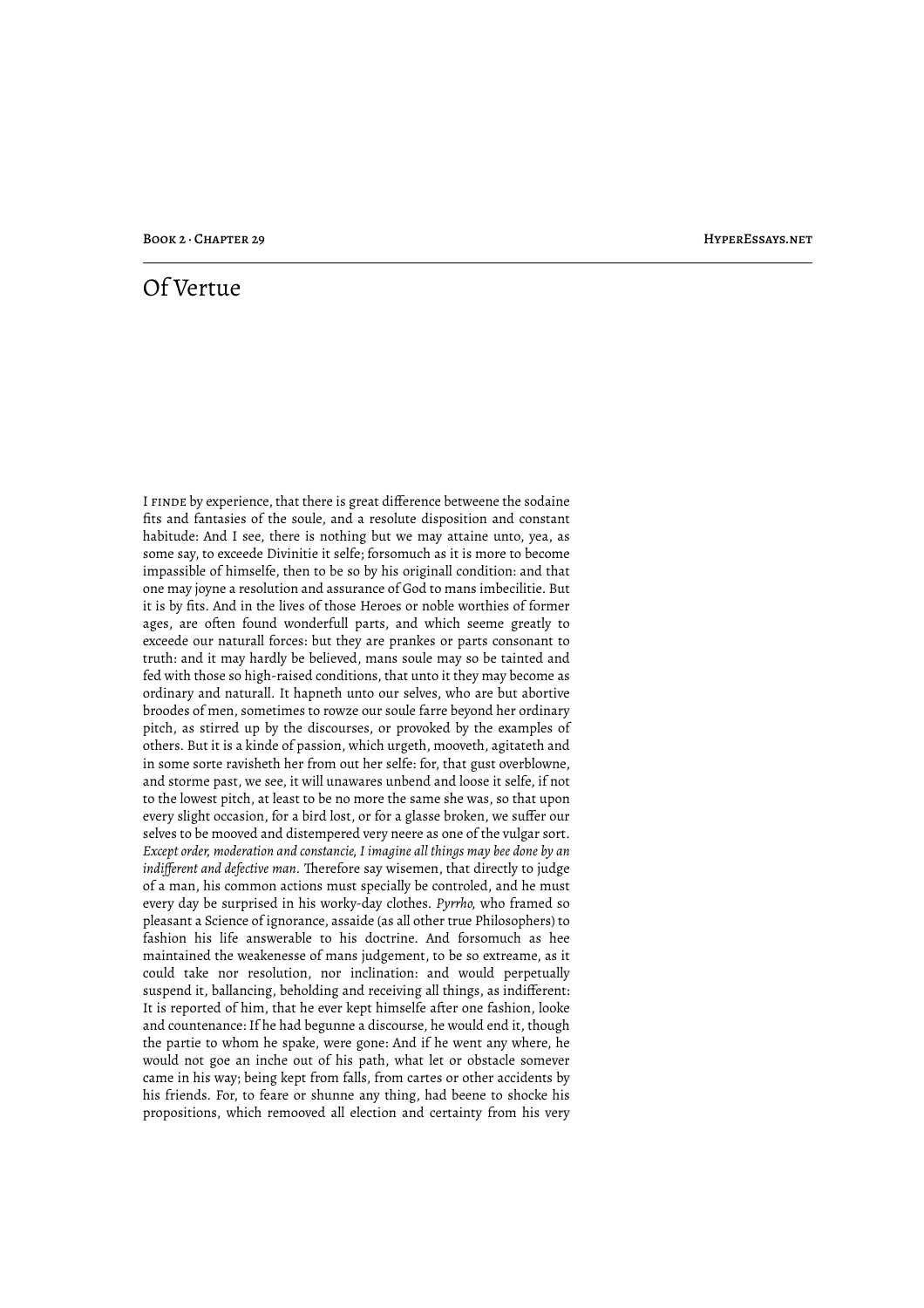# Of Vertue

I FINDE by experience, that there is great difference betweene the sodaine fits and fantasies of the soule, and a resolute disposition and constant habitude: And I see, there is nothing but we may attaine unto, yea, as some say, to exceede Divinitie it selfe; forsomuch as it is more to become impassible of himselfe, then to be so by his originall condition: and that one may joyne a resolution and assurance of God to mans imbecilitie. But it is by fits. And in the lives of those Heroes or noble worthies of former ages, are often found wonderfull parts, and which seeme greatly to exceede our naturall forces: but they are prankes or parts consonant to truth: and it may hardly be believed, mans soule may so be tainted and fed with those so high-raised conditions, that unto it they may become as ordinary and naturall. It hapneth unto our selves, who are but abortive broodes of men, sometimes to rowze our soule farre beyond her ordinary pitch, as stirred up by the discourses, or provoked by the examples of others. But it is a kinde of passion, which urgeth, mooveth, agitateth and in some sorte ravisheth her from out her selfe: for, that gust overblowne, and storme past, we see, it will unawares unbend and loose it selfe, if not to the lowest pitch, at least to be no more the same she was, so that upon every slight occasion, for a bird lost, or for a glasse broken, we suffer our selves to be mooved and distempered very neere as one of the vulgar sort. *Except order, moderation and constancie, I imagine all things may bee done by an indifferent and defective man.* Therefore say wisemen, that directly to judge of a man, his common actions must specially be controled, and he must every day be surprised in his worky-day clothes. *Pyrrho*, who framed so pleasant a Science of ignorance, assaide (as all other true Philosophers) to fashion his life answerable to his doctrine. And forsomuch as hee maintained the weakenesse of mans judgement, to be so extreame, as it could take nor resolution, nor inclination: and would perpetually suspend it, ballancing, beholding and receiving all things, as indifferent: It is reported of him, that he ever kept himselfe after one fashion, looke and countenance: If he had begunne a discourse, he would end it, though the partie to whom he spake, were gone: And if he went any where, he would not goe an inche out of his path, what let or obstacle somever came in his way; being kept from falls, from cartes or other accidents by his friends. For, to feare or shunne any thing, had beene to shocke his propositions, which remooved all election and certainty from his very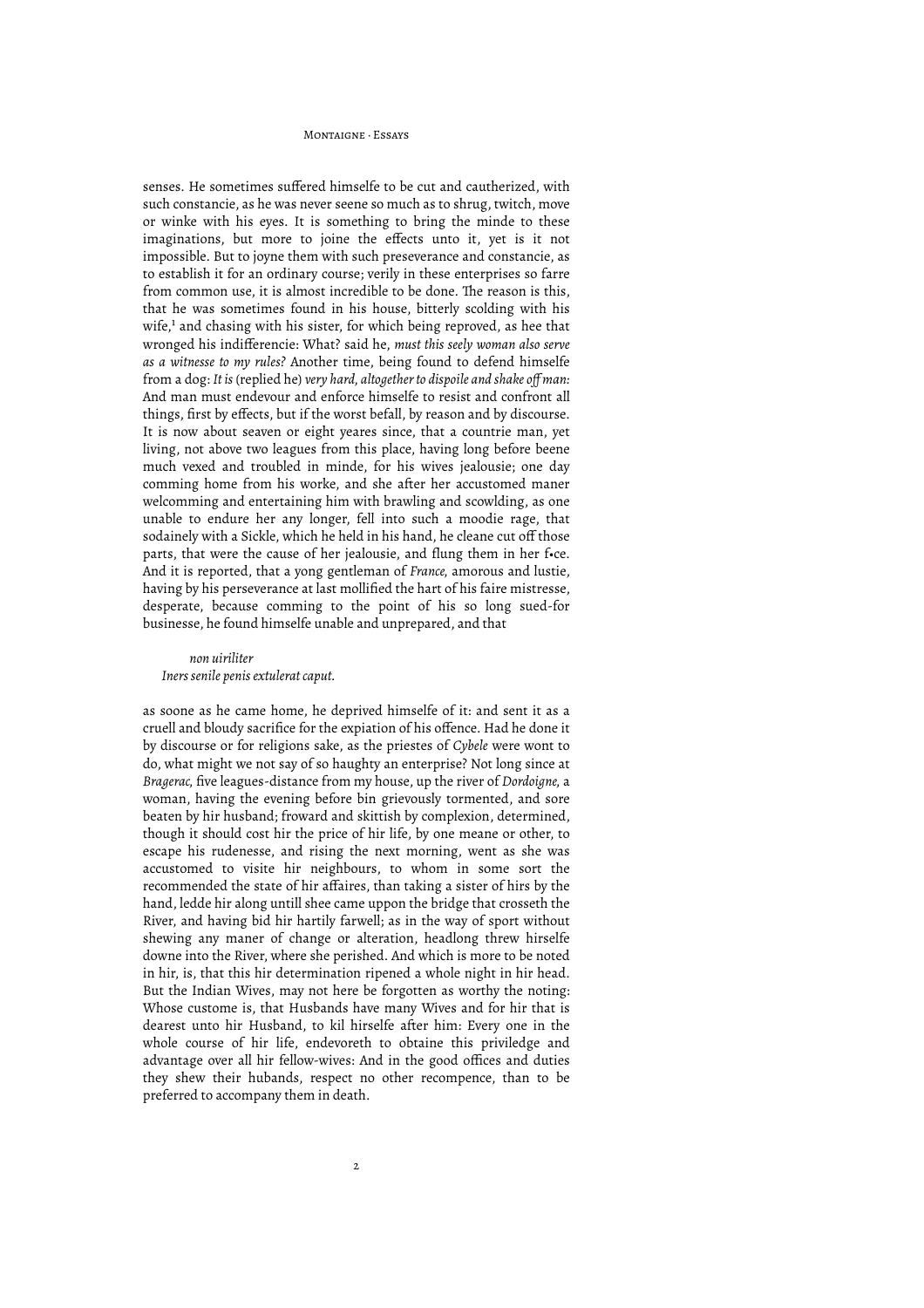senses. He sometimes suffered himselfe to be cut and cautherized, with such constancie, as he was never seene so much as to shrug, twitch, move or winke with his eyes. It is something to bring the minde to these imaginations, but more to joine the effects unto it, yet is it not impossible. But to joyne them with such preseverance and constancie, as to establish it for an ordinary course; verily in these enterprises so farre from common use, it is almost incredible to be done. The reason is this, that he was sometimes found in his house, bitterly scolding with his wife,[1] and chasing with his sister, for which being reproved, as hee that wronged his indifferencie: What? said he, *must this seely woman also serve as a witnesse to my rules?* Another time, being found to defend himselfe from a dog: *It is* (replied he) *very hard, altogether to dispoile and shake off man:* And man must endevour and enforce himselfe to resist and confront all things, first by effects, but if the worst befall, by reason and by discourse. It is now about seaven or eight yeares since, that a countrie man, yet living, not above two leagues from this place, having long before beene much vexed and troubled in minde, for his wives jealousie; one day comming home from his worke, and she after her accustomed maner welcomming and entertaining him with brawling and scowlding, as one unable to endure her any longer, fell into such a moodie rage, that sodainely with a Sickle, which he held in his hand, he cleane cut off those parts, that were the cause of her jealousie, and flung them in her f•ce. And it is reported, that a yong gentleman of *France,* amorous and lustie, having by his perseverance at last mollified the hart of his faire mistresse, desperate, because comming to the point of his so long sued-for businesse, he found himselfe unable and unprepared, and that

> *non uiriliter*
> *Iners senile penis extulerat caput.*

as soone as he came home, he deprived himselfe of it: and sent it as a cruell and bloudy sacrifice for the expiation of his offence. Had he done it by discourse or for religions sake, as the priestes of *Cybele* were wont to do, what might we not say of so haughty an enterprise? Not long since at *Bragerac,* five leagues-distance from my house, up the river of *Dordoigne,* a woman, having the evening before bin grievously tormented, and sore beaten by hir husband; froward and skittish by complexion, determined, though it should cost hir the price of hir life, by one meane or other, to escape his rudenesse, and rising the next morning, went as she was accustomed to visite hir neighbours, to whom in some sort the recommended the state of hir affaires, than taking a sister of hirs by the hand, ledde hir along untill shee came uppon the bridge that crosseth the River, and having bid hir hartily farwell; as in the way of sport without shewing any maner of change or alteration, headlong threw hirselfe downe into the River, where she perished. And which is more to be noted in hir, is, that this hir determination ripened a whole night in hir head. But the Indian Wives, may not here be forgotten as worthy the noting: Whose custome is, that Husbands have many Wives and for hir that is dearest unto hir Husband, to kil hirselfe after him: Every one in the whole course of hir life, endevoreth to obtaine this priviledge and advantage over all hir fellow-wives: And in the good offices and duties they shew their hubands, respect no other recompence, than to be preferred to accompany them in death.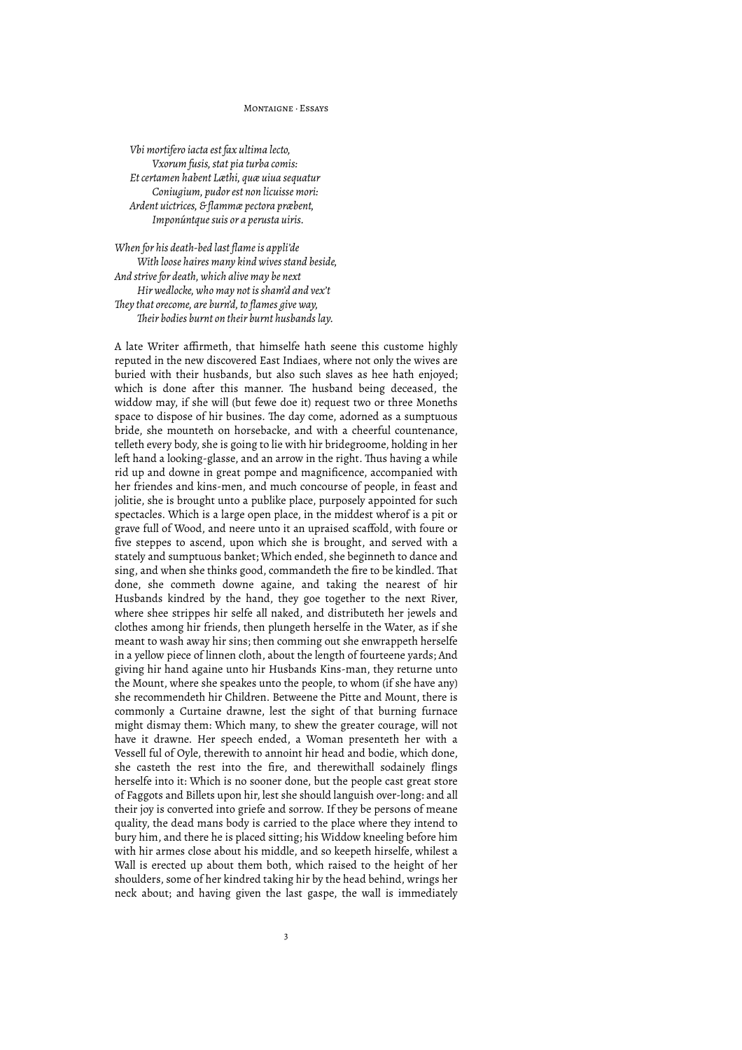*Vbi mortifero iacta est fax ultima lecto,*
*Vxorum fusis, stat pia turba comis:*
*Et certamen habent Læthi, quæ uiua sequatur*
*Coniugium, pudor est non licuisse mori:*
*Ardent uictrices, & flammæ pectora præbent,*
*Imponúntque suis or a perusta uiris.*

*When for his death-bed last flame is appli'de*
*With loose haires many kind wives stand beside,*
*And strive for death, which alive may be next*
*Hir wedlocke, who may not is sham'd and vex't*
*They that orecome, are burn'd, to flames give way,*
*Their bodies burnt on their burnt husbands lay.*

A late Writer affirmeth, that himselfe hath seene this custome highly reputed in the new discovered East Indiaes, where not only the wives are buried with their husbands, but also such slaves as hee hath enjoyed; which is done after this manner. The husband being deceased, the widdow may, if she will (but fewe doe it) request two or three Moneths space to dispose of hir busines. The day come, adorned as a sumptuous bride, she mounteth on horsebacke, and with a cheerful countenance, telleth every body, she is going to lie with hir bridegroome, holding in her left hand a looking-glasse, and an arrow in the right. Thus having a while rid up and downe in great pompe and magnificence, accompanied with her friendes and kins-men, and much concourse of people, in feast and jolitie, she is brought unto a publike place, purposely appointed for such spectacles. Which is a large open place, in the middest wherof is a pit or grave full of Wood, and neere unto it an upraised scaffold, with foure or five steppes to ascend, upon which she is brought, and served with a stately and sumptuous banket; Which ended, she beginneth to dance and sing, and when she thinks good, commandeth the fire to be kindled. That done, she commeth downe againe, and taking the nearest of hir Husbands kindred by the hand, they goe together to the next River, where shee strippes hir selfe all naked, and distributeth her jewels and clothes among hir friends, then plungeth herselfe in the Water, as if she meant to wash away hir sins; then comming out she enwrappeth herselfe in a yellow piece of linnen cloth, about the length of fourteene yards; And giving hir hand againe unto hir Husbands Kins-man, they returne unto the Mount, where she speakes unto the people, to whom (if she have any) she recommendeth hir Children. Betweene the Pitte and Mount, there is commonly a Curtaine drawne, lest the sight of that burning furnace might dismay them: Which many, to shew the greater courage, will not have it drawne. Her speech ended, a Woman presenteth her with a Vessell ful of Oyle, therewith to annoint hir head and bodie, which done, she casteth the rest into the fire, and therewithall sodainely flings herselfe into it: Which is no sooner done, but the people cast great store of Faggots and Billets upon hir, lest she should languish over-long: and all their joy is converted into griefe and sorrow. If they be persons of meane quality, the dead mans body is carried to the place where they intend to bury him, and there he is placed sitting; his Widdow kneeling before him with hir armes close about his middle, and so keepeth hirselfe, whilest a Wall is erected up about them both, which raised to the height of her shoulders, some of her kindred taking hir by the head behind, wrings her neck about; and having given the last gaspe, the wall is immediately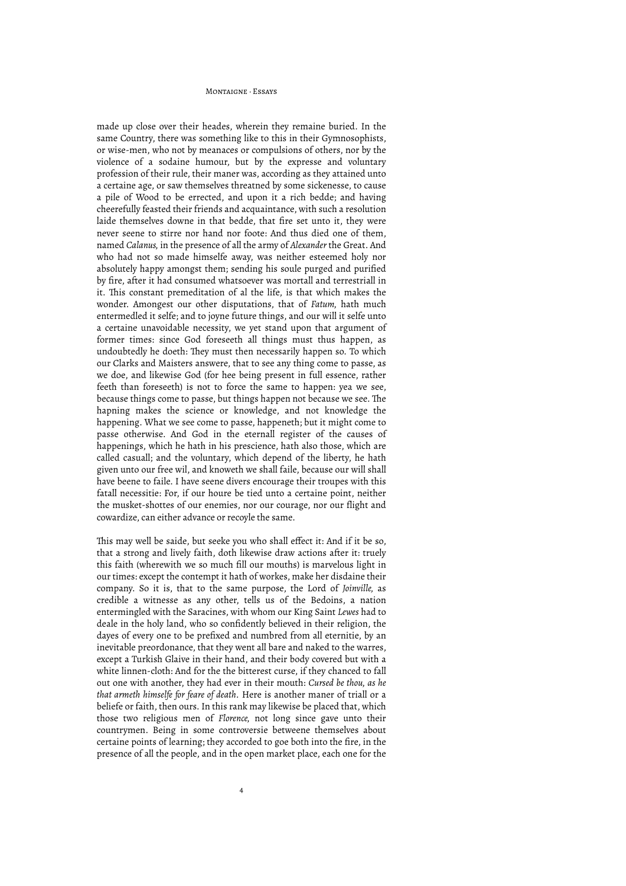made up close over their heades, wherein they remaine buried. In the same Country, there was something like to this in their Gymnosophists, or wise-men, who not by meanaces or compulsions of others, nor by the violence of a sodaine humour, but by the expresse and voluntary profession of their rule, their maner was, according as they attained unto a certaine age, or saw themselves threatned by some sickenesse, to cause a pile of Wood to be errected, and upon it a rich bedde; and having cheerefully feasted their friends and acquaintance, with such a resolution laide themselves downe in that bedde, that fire set unto it, they were never seene to stirre nor hand nor foote: And thus died one of them, named *Calanus,* in the presence of all the army of *Alexander* the Great. And who had not so made himselfe away, was neither esteemed holy nor absolutely happy amongst them; sending his soule purged and purified by fire, after it had consumed whatsoever was mortall and terrestriall in it. This constant premeditation of al the life, is that which makes the wonder. Amongest our other disputations, that of *Fatum,* hath much entermedled it selfe; and to joyne future things, and our will it selfe unto a certaine unavoidable necessity, we yet stand upon that argument of former times: since God foreseeth all things must thus happen, as undoubtedly he doeth: They must then necessarily happen so. To which our Clarks and Maisters answere, that to see any thing come to passe, as we doe, and likewise God (for hee being present in full essence, rather feeth than foreseeth) is not to force the same to happen: yea we see, because things come to passe, but things happen not because we see. The hapning makes the science or knowledge, and not knowledge the happening. What we see come to passe, happeneth; but it might come to passe otherwise. And God in the eternall register of the causes of happenings, which he hath in his prescience, hath also those, which are called casuall; and the voluntary, which depend of the liberty, he hath given unto our free wil, and knoweth we shall faile, because our will shall have beene to faile. I have seene divers encourage their troupes with this fatall necessitie: For, if our houre be tied unto a certaine point, neither the musket-shottes of our enemies, nor our courage, nor our flight and cowardize, can either advance or recoyle the same.

This may well be saide, but seeke you who shall effect it: And if it be so, that a strong and lively faith, doth likewise draw actions after it: truely this faith (wherewith we so much fill our mouths) is marvelous light in our times: except the contempt it hath of workes, make her disdaine their company. So it is, that to the same purpose, the Lord of *Joinville,* as credible a witnesse as any other, tells us of the Bedoins, a nation entermingled with the Saracines, with whom our King Saint *Lewes* had to deale in the holy land, who so confidently believed in their religion, the dayes of every one to be prefixed and numbred from all eternitie, by an inevitable preordonance, that they went all bare and naked to the warres, except a Turkish Glaive in their hand, and their body covered but with a white linnen-cloth: And for the the bitterest curse, if they chanced to fall out one with another, they had ever in their mouth: *Cursed be thou, as he that armeth himselfe for feare of death*. Here is another maner of triall or a beliefe or faith, then ours. In this rank may likewise be placed that, which those two religious men of *Florence,* not long since gave unto their countrymen. Being in some controversie betweene themselves about certaine points of learning; they accorded to goe both into the fire, in the presence of all the people, and in the open market place, each one for the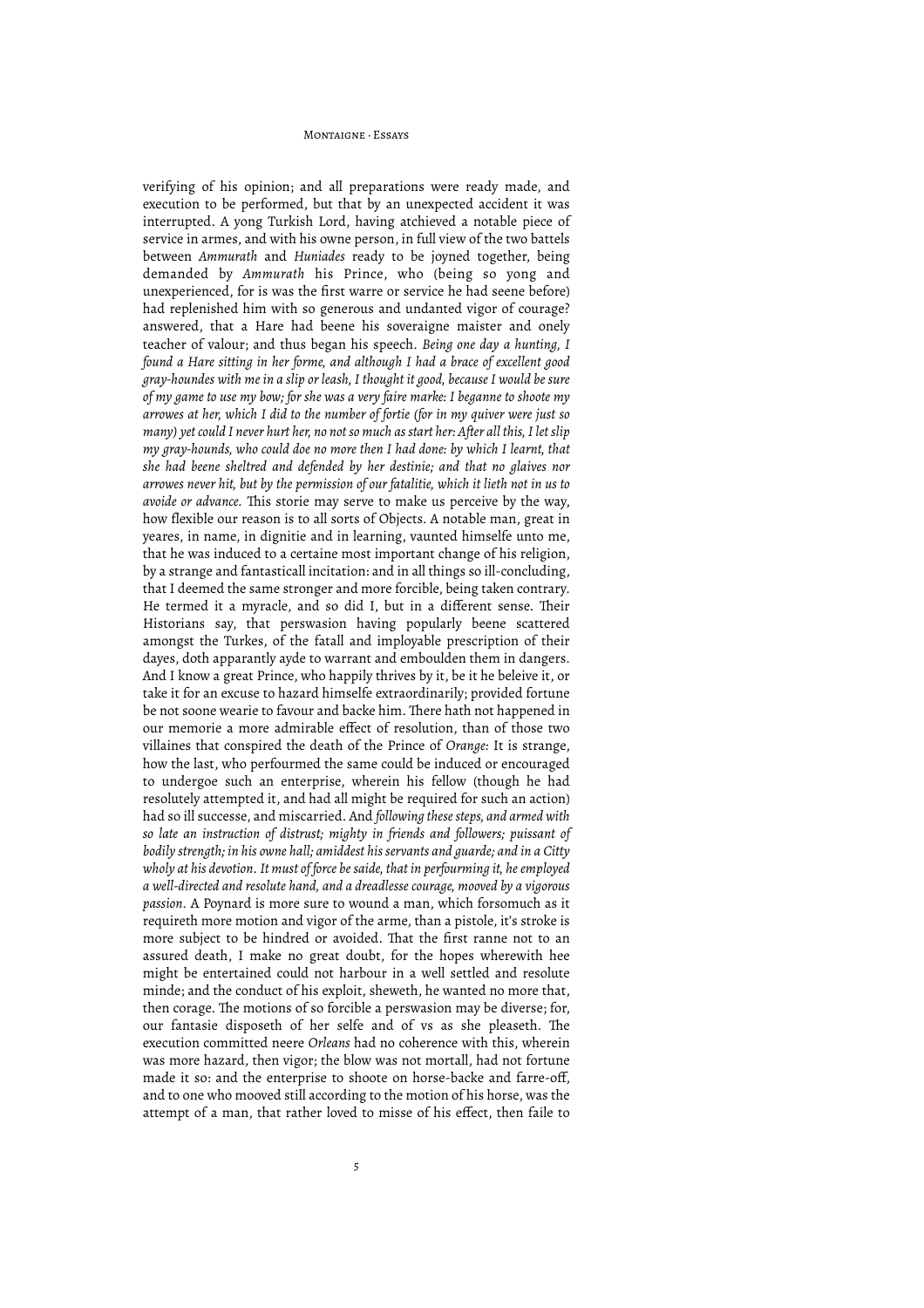verifying of his opinion; and all preparations were ready made, and execution to be performed, but that by an unexpected accident it was interrupted. A yong Turkish Lord, having atchieved a notable piece of service in armes, and with his owne person, in full view of the two battels between *Ammurath* and *Huniades* ready to be joyned together, being demanded by *Ammurath* his Prince, who (being so yong and unexperienced, for is was the first warre or service he had seene before) had replenished him with so generous and undanted vigor of courage? answered, that a Hare had beene his soveraigne maister and onely teacher of valour; and thus began his speech. *Being one day a hunting, I found a Hare sitting in her forme, and although I had a brace of excellent good gray-houndes with me in a slip or leash, I thought it good, because I would be sure of my game to use my bow; for she was a very faire marke: I beganne to shoote my arrowes at her, which I did to the number of fortie (for in my quiver were just so many) yet could I never hurt her, no not so much as start her: After all this, I let slip my gray-hounds, who could doe no more then I had done: by which I learnt, that she had beene sheltred and defended by her destinie; and that no glaives nor arrowes never hit, but by the permission of our fatalitie, which it lieth not in us to avoide or advance.* This storie may serve to make us perceive by the way, how flexible our reason is to all sorts of Objects. A notable man, great in yeares, in name, in dignitie and in learning, vaunted himselfe unto me, that he was induced to a certaine most important change of his religion, by a strange and fantasticall incitation: and in all things so ill-concluding, that I deemed the same stronger and more forcible, being taken contrary. He termed it a myracle, and so did I, but in a different sense. Their Historians say, that perswasion having popularly beene scattered amongst the Turkes, of the fatall and imployable prescription of their dayes, doth apparantly ayde to warrant and emboulden them in dangers. And I know a great Prince, who happily thrives by it, be it he beleive it, or take it for an excuse to hazard himselfe extraordinarily; provided fortune be not soone wearie to favour and backe him. There hath not happened in our memorie a more admirable effect of resolution, than of those two villaines that conspired the death of the Prince of *Orange:* It is strange, how the last, who perfourmed the same could be induced or encouraged to undergoe such an enterprise, wherein his fellow (though he had resolutely attempted it, and had all might be required for such an action) had so ill successe, and miscarried. And *following these steps, and armed with so late an instruction of distrust; mighty in friends and followers; puissant of bodily strength; in his owne hall; amiddest his servants and guarde; and in a Citty wholy at his devotion. It must of force be saide, that in perfourming it, he employed a well-directed and resolute hand, and a dreadlesse courage, mooved by a vigorous passion.* A Poynard is more sure to wound a man, which forsomuch as it requireth more motion and vigor of the arme, than a pistole, it's stroke is more subject to be hindred or avoided. That the first ranne not to an assured death, I make no great doubt, for the hopes wherewith hee might be entertained could not harbour in a well settled and resolute minde; and the conduct of his exploit, sheweth, he wanted no more that, then corage. The motions of so forcible a perswasion may be diverse; for, our fantasie disposeth of her selfe and of vs as she pleaseth. The execution committed neere *Orleans* had no coherence with this, wherein was more hazard, then vigor; the blow was not mortall, had not fortune made it so: and the enterprise to shoote on horse-backe and farre-off, and to one who mooved still according to the motion of his horse, was the attempt of a man, that rather loved to misse of his effect, then faile to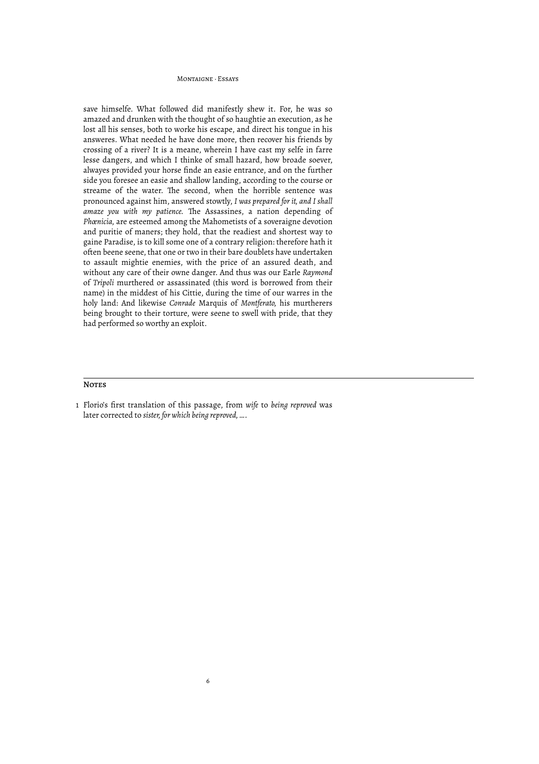save himselfe. What followed did manifestly shew it. For, he was so amazed and drunken with the thought of so haughtie an execution, as he lost all his senses, both to worke his escape, and direct his tongue in his answeres. What needed he have done more, then recover his friends by crossing of a river? It is a meane, wherein I have cast my selfe in farre lesse dangers, and which I thinke of small hazard, how broade soever, alwayes provided your horse finde an easie entrance, and on the further side you foresee an easie and shallow landing, according to the course or streame of the water. The second, when the horrible sentence was pronounced against him, answered stowtly, *I was prepared for it, and I shall amaze you with my patience.* The Assassines, a nation depending of *Phœnicia*, are esteemed among the Mahometists of a soveraigne devotion and puritie of maners; they hold, that the readiest and shortest way to gaine Paradise, is to kill some one of a contrary religion: therefore hath it often beene seene, that one or two in their bare doublets have undertaken to assault mightie enemies, with the price of an assured death, and without any care of their owne danger. And thus was our Earle *Raymond* of *Tripoli* murthered or assassinated (this word is borrowed from their name) in the middest of his Cittie, during the time of our warres in the holy land: And likewise *Conrade* Marquis of *Montferato,* his murtherers being brought to their torture, were seene to swell with pride, that they had performed so worthy an exploit.

---

**Notes**

1. Florio's first translation of this passage, from *wife* to *being reproved* was later corrected to *sister, for which being reproved, ...*.